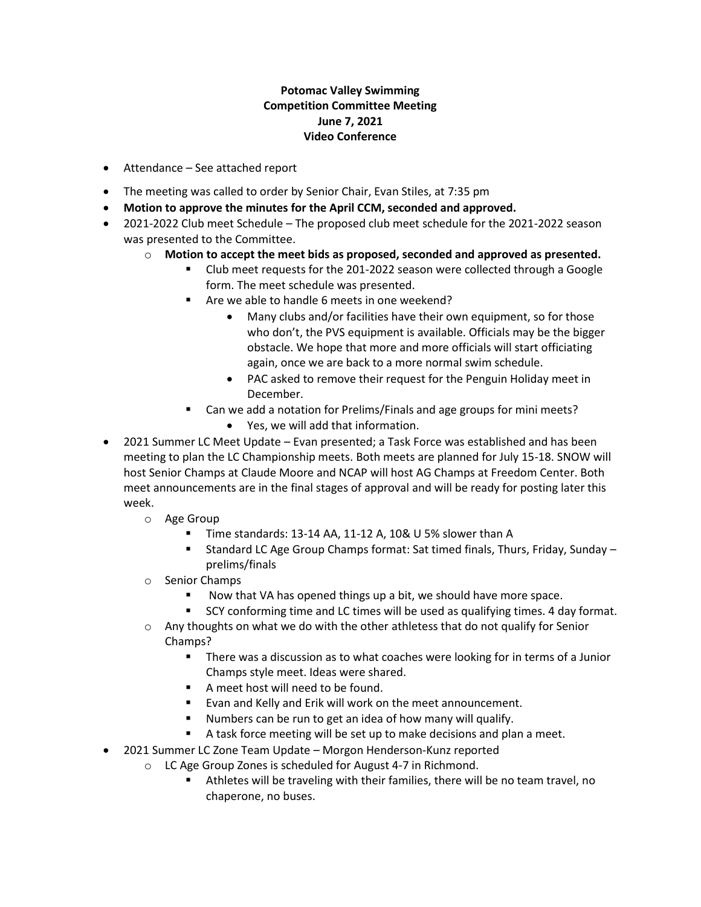**Potomac Valley Swimming**
**Competition Committee Meeting**
**June 7, 2021**
**Video Conference**

- Attendance – See attached report
- The meeting was called to order by Senior Chair, Evan Stiles, at 7:35 pm
- **Motion to approve the minutes for the April CCM, seconded and approved.**
- 2021-2022 Club meet Schedule – The proposed club meet schedule for the 2021-2022 season was presented to the Committee.
  - **Motion to accept the meet bids as proposed, seconded and approved as presented.**
    - Club meet requests for the 201-2022 season were collected through a Google form. The meet schedule was presented.
    - Are we able to handle 6 meets in one weekend?
      - Many clubs and/or facilities have their own equipment, so for those who don't, the PVS equipment is available. Officials may be the bigger obstacle. We hope that more and more officials will start officiating again, once we are back to a more normal swim schedule.
      - PAC asked to remove their request for the Penguin Holiday meet in December.
    - Can we add a notation for Prelims/Finals and age groups for mini meets?
      - Yes, we will add that information.
- 2021 Summer LC Meet Update – Evan presented; a Task Force was established and has been meeting to plan the LC Championship meets. Both meets are planned for July 15-18. SNOW will host Senior Champs at Claude Moore and NCAP will host AG Champs at Freedom Center. Both meet announcements are in the final stages of approval and will be ready for posting later this week.
  - Age Group
    - Time standards: 13-14 AA, 11-12 A, 10& U 5% slower than A
    - Standard LC Age Group Champs format: Sat timed finals, Thurs, Friday, Sunday – prelims/finals
  - Senior Champs
    - Now that VA has opened things up a bit, we should have more space.
    - SCY conforming time and LC times will be used as qualifying times. 4 day format.
  - Any thoughts on what we do with the other athletess that do not qualify for Senior Champs?
    - There was a discussion as to what coaches were looking for in terms of a Junior Champs style meet. Ideas were shared.
    - A meet host will need to be found.
    - Evan and Kelly and Erik will work on the meet announcement.
    - Numbers can be run to get an idea of how many will qualify.
    - A task force meeting will be set up to make decisions and plan a meet.
- 2021 Summer LC Zone Team Update – Morgon Henderson-Kunz reported
  - LC Age Group Zones is scheduled for August 4-7 in Richmond.
    - Athletes will be traveling with their families, there will be no team travel, no chaperone, no buses.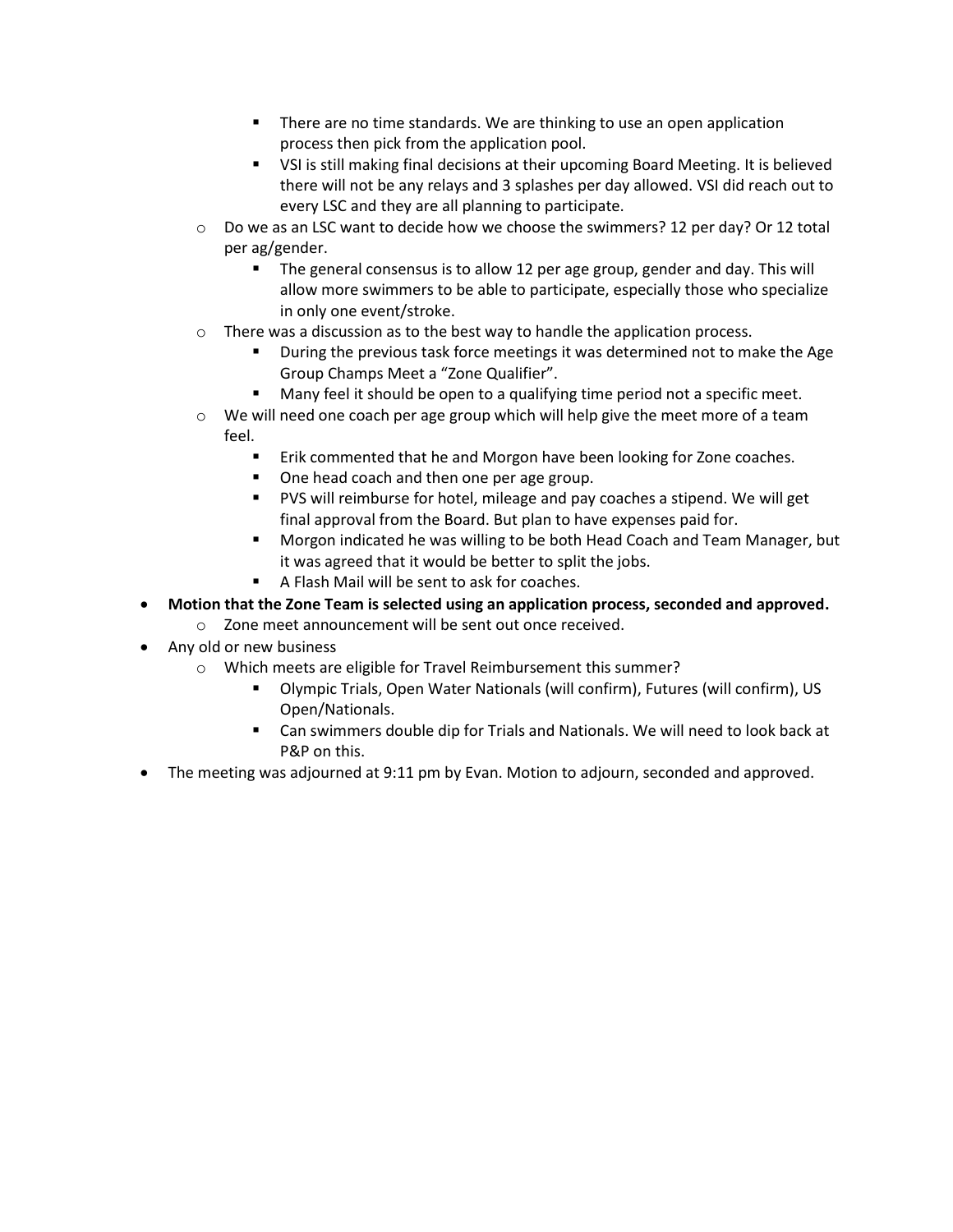- There are no time standards. We are thinking to use an open application process then pick from the application pool.
        - VSI is still making final decisions at their upcoming Board Meeting. It is believed there will not be any relays and 3 splashes per day allowed. VSI did reach out to every LSC and they are all planning to participate.
    - Do we as an LSC want to decide how we choose the swimmers? 12 per day? Or 12 total per ag/gender.
        - The general consensus is to allow 12 per age group, gender and day. This will allow more swimmers to be able to participate, especially those who specialize in only one event/stroke.
    - There was a discussion as to the best way to handle the application process.
        - During the previous task force meetings it was determined not to make the Age Group Champs Meet a "Zone Qualifier".
        - Many feel it should be open to a qualifying time period not a specific meet.
    - We will need one coach per age group which will help give the meet more of a team feel.
        - Erik commented that he and Morgon have been looking for Zone coaches.
        - One head coach and then one per age group.
        - PVS will reimburse for hotel, mileage and pay coaches a stipend. We will get final approval from the Board. But plan to have expenses paid for.
        - Morgon indicated he was willing to be both Head Coach and Team Manager, but it was agreed that it would be better to split the jobs.
        - A Flash Mail will be sent to ask for coaches.
- **Motion that the Zone Team is selected using an application process, seconded and approved.**
    - Zone meet announcement will be sent out once received.
- Any old or new business
    - Which meets are eligible for Travel Reimbursement this summer?
        - Olympic Trials, Open Water Nationals (will confirm), Futures (will confirm), US Open/Nationals.
        - Can swimmers double dip for Trials and Nationals. We will need to look back at P&P on this.
- The meeting was adjourned at 9:11 pm by Evan. Motion to adjourn, seconded and approved.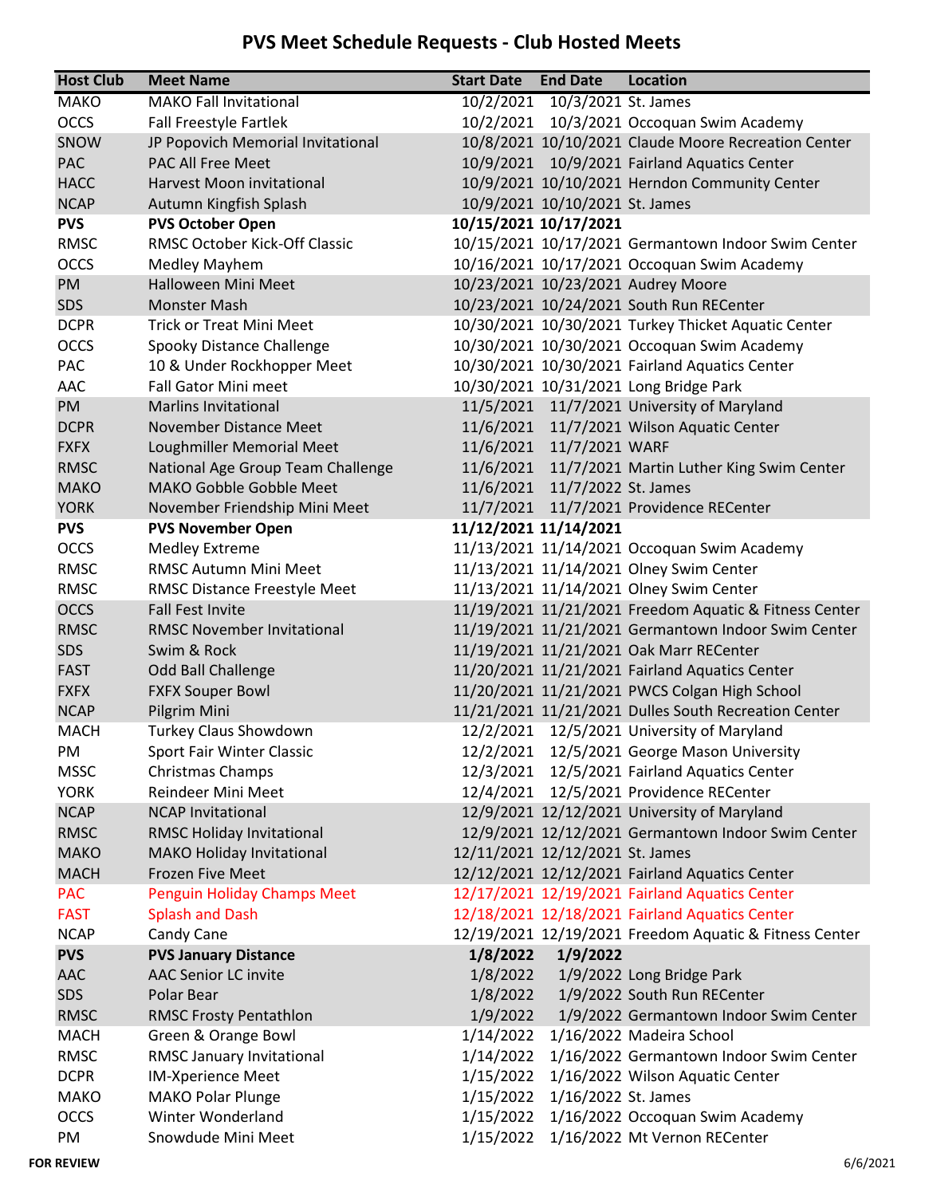# PVS Meet Schedule Requests - Club Hosted Meets

| Host Club | Meet Name | Start Date | End Date | Location |
|---|---|---|---|---|
| MAKO | MAKO Fall Invitational | 10/2/2021 | 10/3/2021 | St. James |
| OCCS | Fall Freestyle Fartlek | 10/2/2021 | 10/3/2021 | Occoquan Swim Academy |
| SNOW | JP Popovich Memorial Invitational | 10/8/2021 | 10/10/2021 | Claude Moore Recreation Center |
| PAC | PAC All Free Meet | 10/9/2021 | 10/9/2021 | Fairland Aquatics Center |
| HACC | Harvest Moon invitational | 10/9/2021 | 10/10/2021 | Herndon Community Center |
| NCAP | Autumn Kingfish Splash | 10/9/2021 | 10/10/2021 | St. James |
| **PVS** | **PVS October Open** | **10/15/2021** | **10/17/2021** | |
| RMSC | RMSC October Kick-Off Classic | 10/15/2021 | 10/17/2021 | Germantown Indoor Swim Center |
| OCCS | Medley Mayhem | 10/16/2021 | 10/17/2021 | Occoquan Swim Academy |
| PM | Halloween Mini Meet | 10/23/2021 | 10/23/2021 | Audrey Moore |
| SDS | Monster Mash | 10/23/2021 | 10/24/2021 | South Run RECenter |
| DCPR | Trick or Treat Mini Meet | 10/30/2021 | 10/30/2021 | Turkey Thicket Aquatic Center |
| OCCS | Spooky Distance Challenge | 10/30/2021 | 10/30/2021 | Occoquan Swim Academy |
| PAC | 10 & Under Rockhopper Meet | 10/30/2021 | 10/30/2021 | Fairland Aquatics Center |
| AAC | Fall Gator Mini meet | 10/30/2021 | 10/31/2021 | Long Bridge Park |
| PM | Marlins Invitational | 11/5/2021 | 11/7/2021 | University of Maryland |
| DCPR | November Distance Meet | 11/6/2021 | 11/7/2021 | Wilson Aquatic Center |
| FXFX | Loughmiller Memorial Meet | 11/6/2021 | 11/7/2021 | WARF |
| RMSC | National Age Group Team Challenge | 11/6/2021 | 11/7/2021 | Martin Luther King Swim Center |
| MAKO | MAKO Gobble Gobble Meet | 11/6/2021 | 11/7/2022 | St. James |
| YORK | November Friendship Mini Meet | 11/7/2021 | 11/7/2021 | Providence RECenter |
| **PVS** | **PVS November Open** | **11/12/2021** | **11/14/2021** | |
| OCCS | Medley Extreme | 11/13/2021 | 11/14/2021 | Occoquan Swim Academy |
| RMSC | RMSC Autumn Mini Meet | 11/13/2021 | 11/14/2021 | Olney Swim Center |
| RMSC | RMSC Distance Freestyle Meet | 11/13/2021 | 11/14/2021 | Olney Swim Center |
| OCCS | Fall Fest Invite | 11/19/2021 | 11/21/2021 | Freedom Aquatic & Fitness Center |
| RMSC | RMSC November Invitational | 11/19/2021 | 11/21/2021 | Germantown Indoor Swim Center |
| SDS | Swim & Rock | 11/19/2021 | 11/21/2021 | Oak Marr RECenter |
| FAST | Odd Ball Challenge | 11/20/2021 | 11/21/2021 | Fairland Aquatics Center |
| FXFX | FXFX Souper Bowl | 11/20/2021 | 11/21/2021 | PWCS Colgan High School |
| NCAP | Pilgrim Mini | 11/21/2021 | 11/21/2021 | Dulles South Recreation Center |
| MACH | Turkey Claus Showdown | 12/2/2021 | 12/5/2021 | University of Maryland |
| PM | Sport Fair Winter Classic | 12/2/2021 | 12/5/2021 | George Mason University |
| MSSC | Christmas Champs | 12/3/2021 | 12/5/2021 | Fairland Aquatics Center |
| YORK | Reindeer Mini Meet | 12/4/2021 | 12/5/2021 | Providence RECenter |
| NCAP | NCAP Invitational | 12/9/2021 | 12/12/2021 | University of Maryland |
| RMSC | RMSC Holiday Invitational | 12/9/2021 | 12/12/2021 | Germantown Indoor Swim Center |
| MAKO | MAKO Holiday Invitational | 12/11/2021 | 12/12/2021 | St. James |
| MACH | Frozen Five Meet | 12/12/2021 | 12/12/2021 | Fairland Aquatics Center |
| PAC | Penguin Holiday Champs Meet | 12/17/2021 | 12/19/2021 | Fairland Aquatics Center |
| FAST | Splash and Dash | 12/18/2021 | 12/18/2021 | Fairland Aquatics Center |
| NCAP | Candy Cane | 12/19/2021 | 12/19/2021 | Freedom Aquatic & Fitness Center |
| **PVS** | **PVS January Distance** | **1/8/2022** | **1/9/2022** | |
| AAC | AAC Senior LC invite | 1/8/2022 | 1/9/2022 | Long Bridge Park |
| SDS | Polar Bear | 1/8/2022 | 1/9/2022 | South Run RECenter |
| RMSC | RMSC Frosty Pentathlon | 1/9/2022 | 1/9/2022 | Germantown Indoor Swim Center |
| MACH | Green & Orange Bowl | 1/14/2022 | 1/16/2022 | Madeira School |
| RMSC | RMSC January Invitational | 1/14/2022 | 1/16/2022 | Germantown Indoor Swim Center |
| DCPR | IM-Xperience Meet | 1/15/2022 | 1/16/2022 | Wilson Aquatic Center |
| MAKO | MAKO Polar Plunge | 1/15/2022 | 1/16/2022 | St. James |
| OCCS | Winter Wonderland | 1/15/2022 | 1/16/2022 | Occoquan Swim Academy |
| PM | Snowdude Mini Meet | 1/15/2022 | 1/16/2022 | Mt Vernon RECenter |

FOR REVIEW

6/6/2021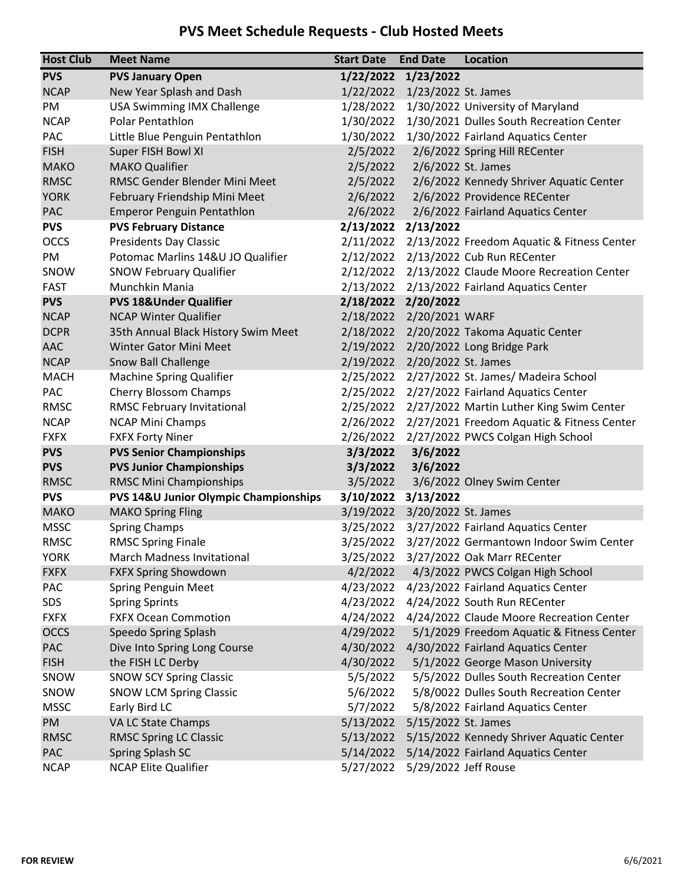# PVS Meet Schedule Requests - Club Hosted Meets

| Host Club | Meet Name | Start Date | End Date | Location |
|---|---|---|---|---|
| **PVS** | **PVS January Open** | **1/22/2022** | **1/23/2022** | |
| NCAP | New Year Splash and Dash | 1/22/2022 | 1/23/2022 | St. James |
| PM | USA Swimming IMX Challenge | 1/28/2022 | 1/30/2022 | University of Maryland |
| NCAP | Polar Pentathlon | 1/30/2022 | 1/30/2021 | Dulles South Recreation Center |
| PAC | Little Blue Penguin Pentathlon | 1/30/2022 | 1/30/2022 | Fairland Aquatics Center |
| FISH | Super FISH Bowl XI | 2/5/2022 | 2/6/2022 | Spring Hill RECenter |
| MAKO | MAKO Qualifier | 2/5/2022 | 2/6/2022 | St. James |
| RMSC | RMSC Gender Blender Mini Meet | 2/5/2022 | 2/6/2022 | Kennedy Shriver Aquatic Center |
| YORK | February Friendship Mini Meet | 2/6/2022 | 2/6/2022 | Providence RECenter |
| PAC | Emperor Penguin Pentathlon | 2/6/2022 | 2/6/2022 | Fairland Aquatics Center |
| **PVS** | **PVS February Distance** | **2/13/2022** | **2/13/2022** | |
| OCCS | Presidents Day Classic | 2/11/2022 | 2/13/2022 | Freedom Aquatic & Fitness Center |
| PM | Potomac Marlins 14&U JO Qualifier | 2/12/2022 | 2/13/2022 | Cub Run RECenter |
| SNOW | SNOW February Qualifier | 2/12/2022 | 2/13/2022 | Claude Moore Recreation Center |
| FAST | Munchkin Mania | 2/13/2022 | 2/13/2022 | Fairland Aquatics Center |
| **PVS** | **PVS 18&Under Qualifier** | **2/18/2022** | **2/20/2022** | |
| NCAP | NCAP Winter Qualifier | 2/18/2022 | 2/20/2021 | WARF |
| DCPR | 35th Annual Black History Swim Meet | 2/18/2022 | 2/20/2022 | Takoma Aquatic Center |
| AAC | Winter Gator Mini Meet | 2/19/2022 | 2/20/2022 | Long Bridge Park |
| NCAP | Snow Ball Challenge | 2/19/2022 | 2/20/2022 | St. James |
| MACH | Machine Spring Qualifier | 2/25/2022 | 2/27/2022 | St. James/ Madeira School |
| PAC | Cherry Blossom Champs | 2/25/2022 | 2/27/2022 | Fairland Aquatics Center |
| RMSC | RMSC February Invitational | 2/25/2022 | 2/27/2022 | Martin Luther King Swim Center |
| NCAP | NCAP Mini Champs | 2/26/2022 | 2/27/2021 | Freedom Aquatic & Fitness Center |
| FXFX | FXFX Forty Niner | 2/26/2022 | 2/27/2022 | PWCS Colgan High School |
| **PVS** | **PVS Senior Championships** | **3/3/2022** | **3/6/2022** | |
| **PVS** | **PVS Junior Championships** | **3/3/2022** | **3/6/2022** | |
| RMSC | RMSC Mini Championships | 3/5/2022 | 3/6/2022 | Olney Swim Center |
| **PVS** | **PVS 14&U Junior Olympic Championships** | **3/10/2022** | **3/13/2022** | |
| MAKO | MAKO Spring Fling | 3/19/2022 | 3/20/2022 | St. James |
| MSSC | Spring Champs | 3/25/2022 | 3/27/2022 | Fairland Aquatics Center |
| RMSC | RMSC Spring Finale | 3/25/2022 | 3/27/2022 | Germantown Indoor Swim Center |
| YORK | March Madness Invitational | 3/25/2022 | 3/27/2022 | Oak Marr RECenter |
| FXFX | FXFX Spring Showdown | 4/2/2022 | 4/3/2022 | PWCS Colgan High School |
| PAC | Spring Penguin Meet | 4/23/2022 | 4/23/2022 | Fairland Aquatics Center |
| SDS | Spring Sprints | 4/23/2022 | 4/24/2022 | South Run RECenter |
| FXFX | FXFX Ocean Commotion | 4/24/2022 | 4/24/2022 | Claude Moore Recreation Center |
| OCCS | Speedo Spring Splash | 4/29/2022 | 5/1/2029 | Freedom Aquatic & Fitness Center |
| PAC | Dive Into Spring Long Course | 4/30/2022 | 4/30/2022 | Fairland Aquatics Center |
| FISH | the FISH LC Derby | 4/30/2022 | 5/1/2022 | George Mason University |
| SNOW | SNOW SCY Spring Classic | 5/5/2022 | 5/5/2022 | Dulles South Recreation Center |
| SNOW | SNOW LCM Spring Classic | 5/6/2022 | 5/8/0022 | Dulles South Recreation Center |
| MSSC | Early Bird LC | 5/7/2022 | 5/8/2022 | Fairland Aquatics Center |
| PM | VA LC State Champs | 5/13/2022 | 5/15/2022 | St. James |
| RMSC | RMSC Spring LC Classic | 5/13/2022 | 5/15/2022 | Kennedy Shriver Aquatic Center |
| PAC | Spring Splash SC | 5/14/2022 | 5/14/2022 | Fairland Aquatics Center |
| NCAP | NCAP Elite Qualifier | 5/27/2022 | 5/29/2022 | Jeff Rouse |

**FOR REVIEW** 6/6/2021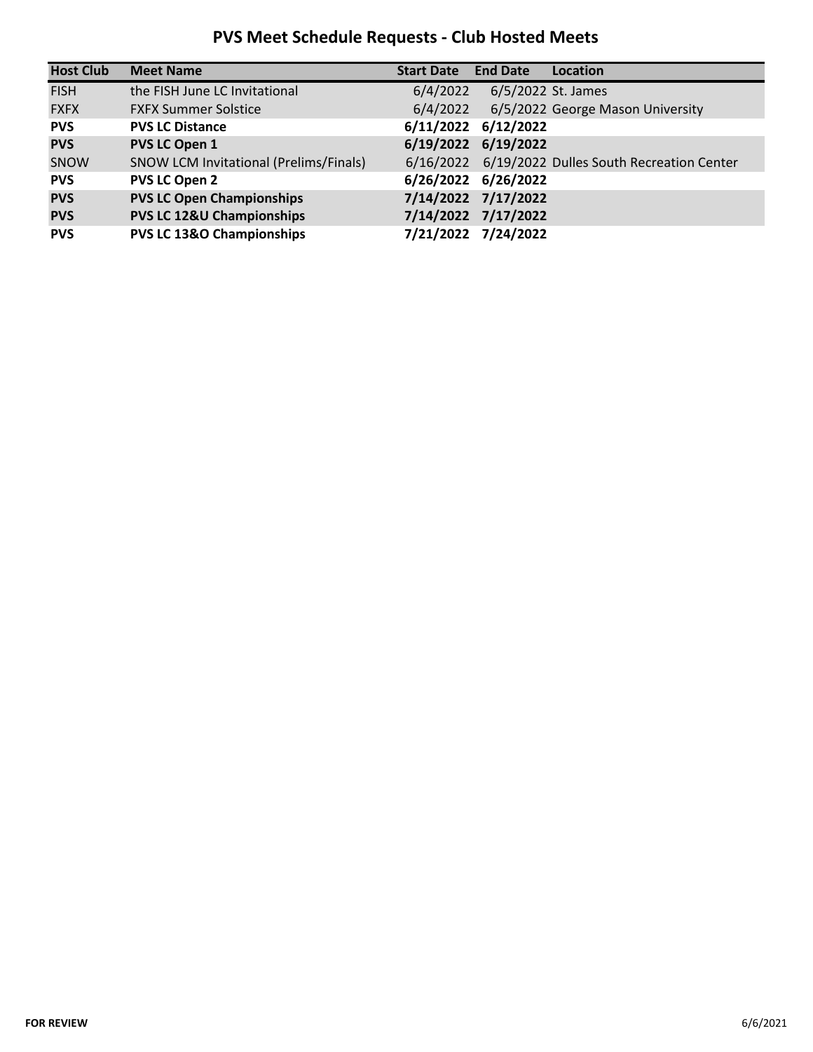# PVS Meet Schedule Requests - Club Hosted Meets

| Host Club | Meet Name | Start Date | End Date | Location |
|---|---|---|---|---|
| FISH | the FISH June LC Invitational | 6/4/2022 | 6/5/2022 | St. James |
| FXFX | FXFX Summer Solstice | 6/4/2022 | 6/5/2022 | George Mason University |
| **PVS** | **PVS LC Distance** | **6/11/2022** | **6/12/2022** | |
| **PVS** | **PVS LC Open 1** | **6/19/2022** | **6/19/2022** | |
| SNOW | SNOW LCM Invitational (Prelims/Finals) | 6/16/2022 | 6/19/2022 | Dulles South Recreation Center |
| **PVS** | **PVS LC Open 2** | **6/26/2022** | **6/26/2022** | |
| **PVS** | **PVS LC Open Championships** | **7/14/2022** | **7/17/2022** | |
| **PVS** | **PVS LC 12&U Championships** | **7/14/2022** | **7/17/2022** | |
| **PVS** | **PVS LC 13&O Championships** | **7/21/2022** | **7/24/2022** | |

**FOR REVIEW** 6/6/2021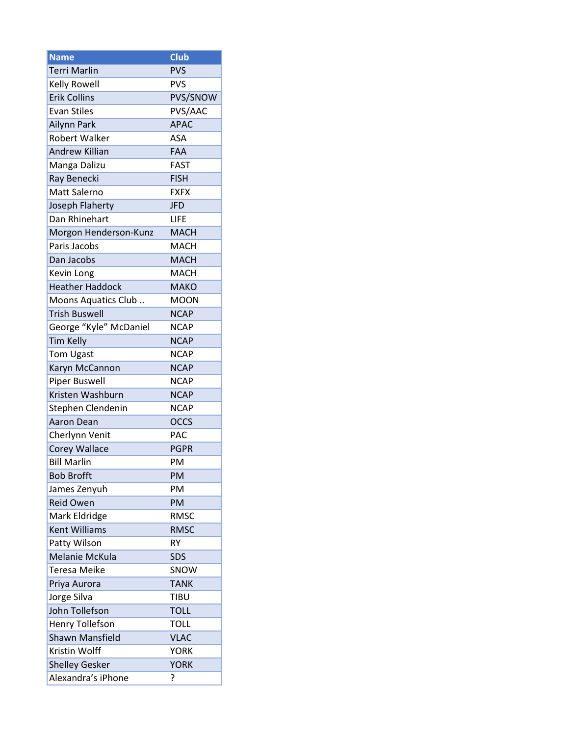| Name | Club |
|---|---|
| Terri Marlin | PVS |
| Kelly Rowell | PVS |
| Erik Collins | PVS/SNOW |
| Evan Stiles | PVS/AAC |
| Ailynn Park | APAC |
| Robert Walker | ASA |
| Andrew Killian | FAA |
| Manga Dalizu | FAST |
| Ray Benecki | FISH |
| Matt Salerno | FXFX |
| Joseph Flaherty | JFD |
| Dan Rhinehart | LIFE |
| Morgon Henderson-Kunz | MACH |
| Paris Jacobs | MACH |
| Dan Jacobs | MACH |
| Kevin Long | MACH |
| Heather Haddock | MAKO |
| Moons Aquatics Club .. | MOON |
| Trish Buswell | NCAP |
| George “Kyle” McDaniel | NCAP |
| Tim Kelly | NCAP |
| Tom Ugast | NCAP |
| Karyn McCannon | NCAP |
| Piper Buswell | NCAP |
| Kristen Washburn | NCAP |
| Stephen Clendenin | NCAP |
| Aaron Dean | OCCS |
| Cherlynn Venit | PAC |
| Corey Wallace | PGPR |
| Bill Marlin | PM |
| Bob Brofft | PM |
| James Zenyuh | PM |
| Reid Owen | PM |
| Mark Eldridge | RMSC |
| Kent Williams | RMSC |
| Patty Wilson | RY |
| Melanie McKula | SDS |
| Teresa Meike | SNOW |
| Priya Aurora | TANK |
| Jorge Silva | TIBU |
| John Tollefson | TOLL |
| Henry Tollefson | TOLL |
| Shawn Mansfield | VLAC |
| Kristin Wolff | YORK |
| Shelley Gesker | YORK |
| Alexandra’s iPhone | ? |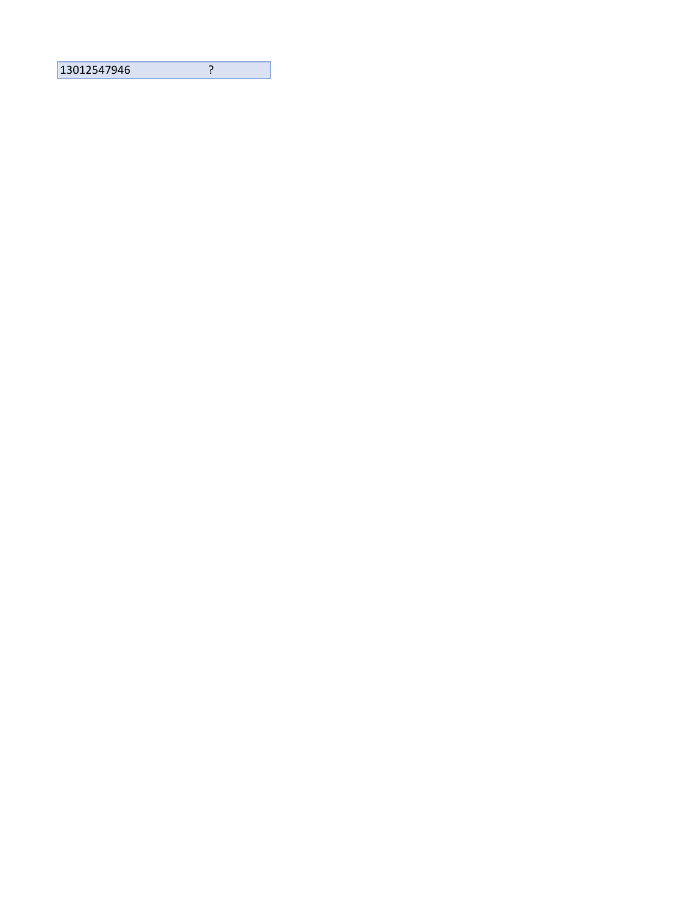| | |
|---|---|
| 13012547946 | ? |